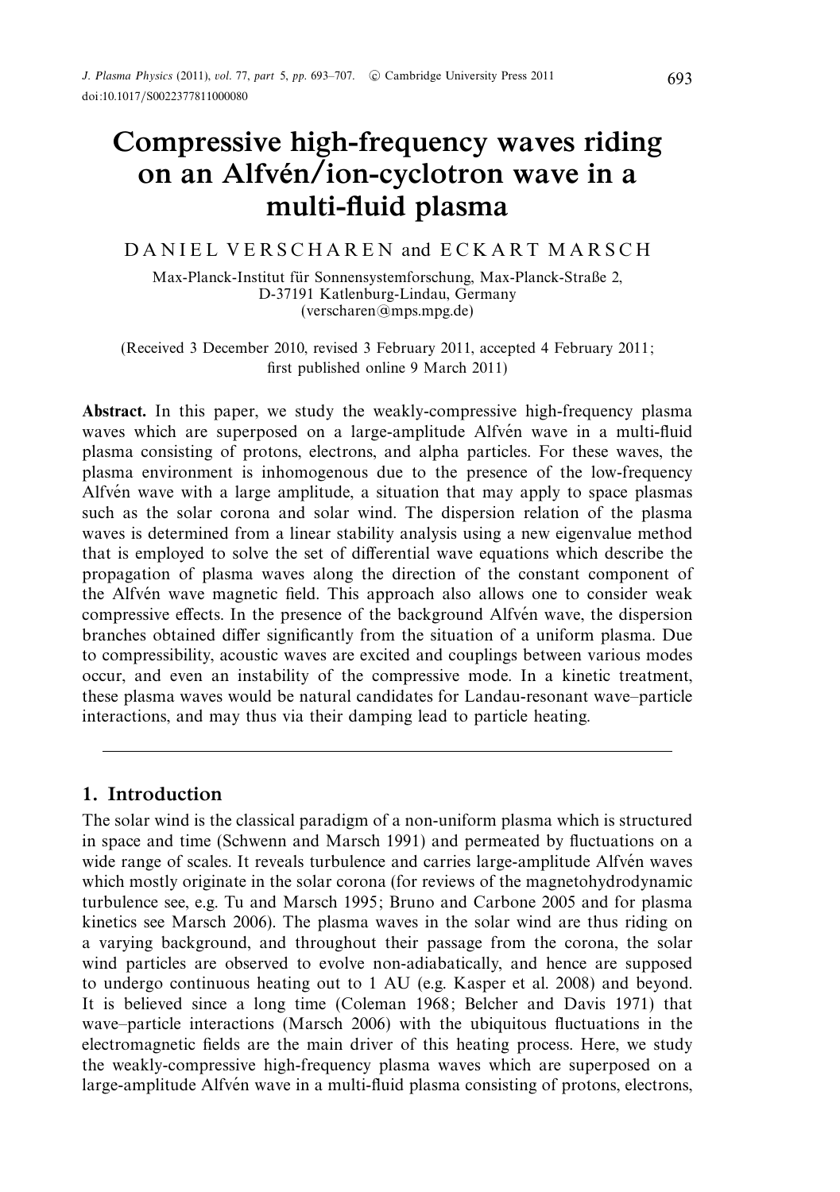# Compressive high-frequency waves riding on an Alfvén/ion-cyclotron wave in a multi-fluid plasma

DANIEL VERSCHAREN and ECKART MARSCH

Max-Planck-Institut für Sonnensystemforschung, Max-Planck-Straße 2, D-37191 Katlenburg-Lindau, Germany
(verscharen@mps.mpg.de)

(Received 3 December 2010, revised 3 February 2011, accepted 4 February 2011; first published online 9 March 2011)

**Abstract.** In this paper, we study the weakly-compressive high-frequency plasma waves which are superposed on a large-amplitude Alfvén wave in a multi-fluid plasma consisting of protons, electrons, and alpha particles. For these waves, the plasma environment is inhomogenous due to the presence of the low-frequency Alfvén wave with a large amplitude, a situation that may apply to space plasmas such as the solar corona and solar wind. The dispersion relation of the plasma waves is determined from a linear stability analysis using a new eigenvalue method that is employed to solve the set of differential wave equations which describe the propagation of plasma waves along the direction of the constant component of the Alfvén wave magnetic field. This approach also allows one to consider weak compressive effects. In the presence of the background Alfvén wave, the dispersion branches obtained differ significantly from the situation of a uniform plasma. Due to compressibility, acoustic waves are excited and couplings between various modes occur, and even an instability of the compressive mode. In a kinetic treatment, these plasma waves would be natural candidates for Landau-resonant wave–particle interactions, and may thus via their damping lead to particle heating.

## 1. Introduction

The solar wind is the classical paradigm of a non-uniform plasma which is structured in space and time (Schwenn and Marsch 1991) and permeated by fluctuations on a wide range of scales. It reveals turbulence and carries large-amplitude Alfvén waves which mostly originate in the solar corona (for reviews of the magnetohydrodynamic turbulence see, e.g. Tu and Marsch 1995; Bruno and Carbone 2005 and for plasma kinetics see Marsch 2006). The plasma waves in the solar wind are thus riding on a varying background, and throughout their passage from the corona, the solar wind particles are observed to evolve non-adiabatically, and hence are supposed to undergo continuous heating out to 1 AU (e.g. Kasper et al. 2008) and beyond. It is believed since a long time (Coleman 1968; Belcher and Davis 1971) that wave–particle interactions (Marsch 2006) with the ubiquitous fluctuations in the electromagnetic fields are the main driver of this heating process. Here, we study the weakly-compressive high-frequency plasma waves which are superposed on a large-amplitude Alfvén wave in a multi-fluid plasma consisting of protons, electrons,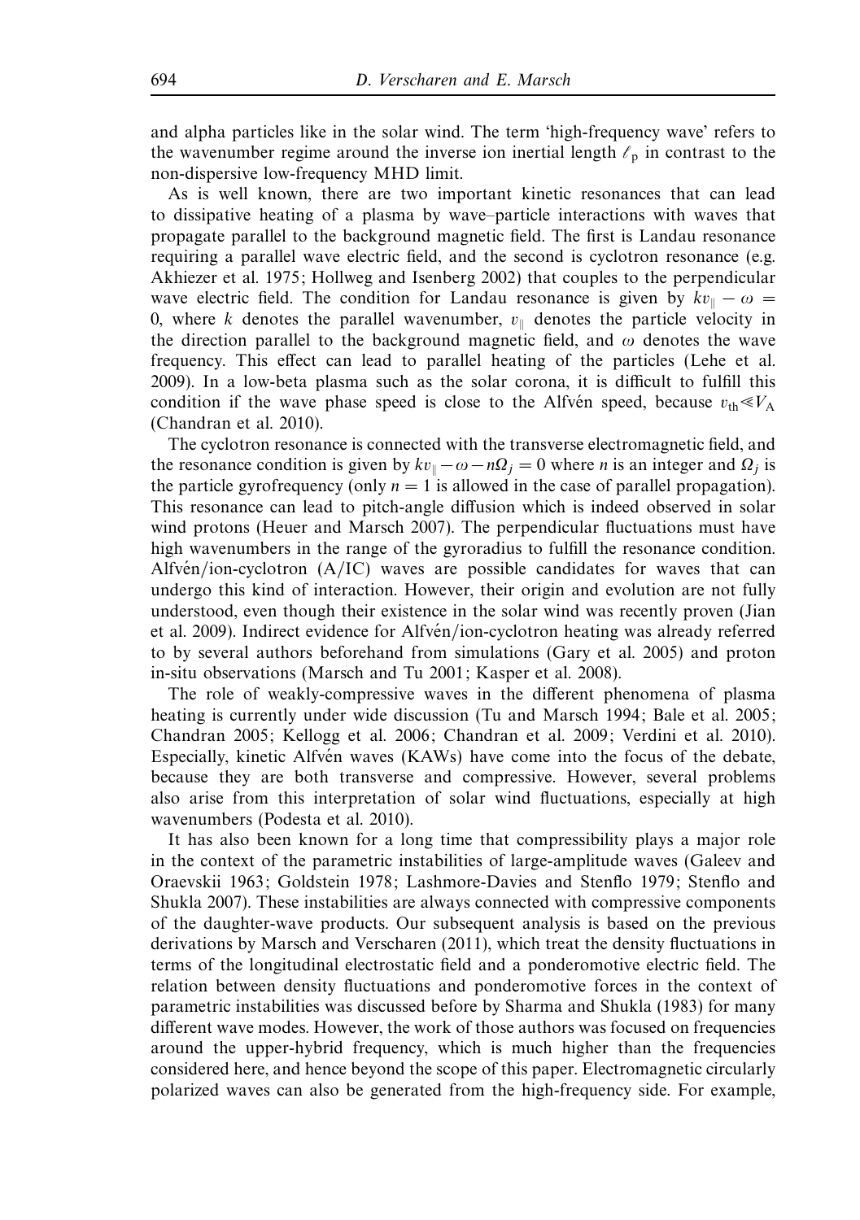and alpha particles like in the solar wind. The term 'high-frequency wave' refers to the wavenumber regime around the inverse ion inertial length $\ell_p$ in contrast to the non-dispersive low-frequency MHD limit.

As is well known, there are two important kinetic resonances that can lead to dissipative heating of a plasma by wave–particle interactions with waves that propagate parallel to the background magnetic field. The first is Landau resonance requiring a parallel wave electric field, and the second is cyclotron resonance (e.g. Akhiezer et al. 1975; Hollweg and Isenberg 2002) that couples to the perpendicular wave electric field. The condition for Landau resonance is given by $kv_\parallel - \omega = 0$, where $k$ denotes the parallel wavenumber, $v_\parallel$ denotes the particle velocity in the direction parallel to the background magnetic field, and $\omega$ denotes the wave frequency. This effect can lead to parallel heating of the particles (Lehe et al. 2009). In a low-beta plasma such as the solar corona, it is difficult to fulfill this condition if the wave phase speed is close to the Alfvén speed, because $v_{\text{th}} \ll V_A$ (Chandran et al. 2010).

The cyclotron resonance is connected with the transverse electromagnetic field, and the resonance condition is given by $kv_\parallel - \omega - n\Omega_j = 0$ where $n$ is an integer and $\Omega_j$ is the particle gyrofrequency (only $n = 1$ is allowed in the case of parallel propagation). This resonance can lead to pitch-angle diffusion which is indeed observed in solar wind protons (Heuer and Marsch 2007). The perpendicular fluctuations must have high wavenumbers in the range of the gyroradius to fulfill the resonance condition. Alfvén/ion-cyclotron (A/IC) waves are possible candidates for waves that can undergo this kind of interaction. However, their origin and evolution are not fully understood, even though their existence in the solar wind was recently proven (Jian et al. 2009). Indirect evidence for Alfvén/ion-cyclotron heating was already referred to by several authors beforehand from simulations (Gary et al. 2005) and proton in-situ observations (Marsch and Tu 2001; Kasper et al. 2008).

The role of weakly-compressive waves in the different phenomena of plasma heating is currently under wide discussion (Tu and Marsch 1994; Bale et al. 2005; Chandran 2005; Kellogg et al. 2006; Chandran et al. 2009; Verdini et al. 2010). Especially, kinetic Alfvén waves (KAWs) have come into the focus of the debate, because they are both transverse and compressive. However, several problems also arise from this interpretation of solar wind fluctuations, especially at high wavenumbers (Podesta et al. 2010).

It has also been known for a long time that compressibility plays a major role in the context of the parametric instabilities of large-amplitude waves (Galeev and Oraevskii 1963; Goldstein 1978; Lashmore-Davies and Stenflo 1979; Stenflo and Shukla 2007). These instabilities are always connected with compressive components of the daughter-wave products. Our subsequent analysis is based on the previous derivations by Marsch and Verscharen (2011), which treat the density fluctuations in terms of the longitudinal electrostatic field and a ponderomotive electric field. The relation between density fluctuations and ponderomotive forces in the context of parametric instabilities was discussed before by Sharma and Shukla (1983) for many different wave modes. However, the work of those authors was focused on frequencies around the upper-hybrid frequency, which is much higher than the frequencies considered here, and hence beyond the scope of this paper. Electromagnetic circularly polarized waves can also be generated from the high-frequency side. For example,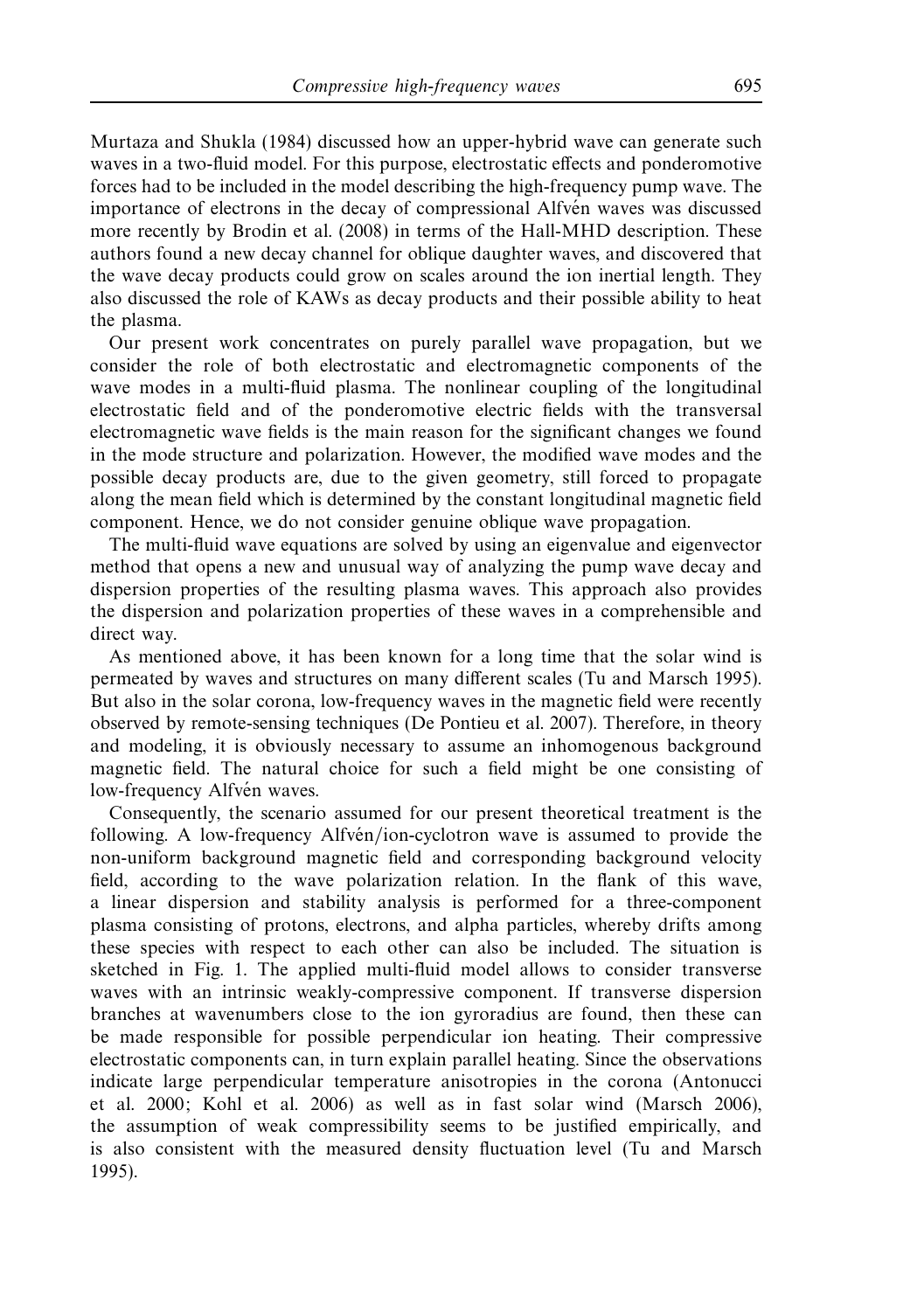Murtaza and Shukla (1984) discussed how an upper-hybrid wave can generate such waves in a two-fluid model. For this purpose, electrostatic effects and ponderomotive forces had to be included in the model describing the high-frequency pump wave. The importance of electrons in the decay of compressional Alfvén waves was discussed more recently by Brodin et al. (2008) in terms of the Hall-MHD description. These authors found a new decay channel for oblique daughter waves, and discovered that the wave decay products could grow on scales around the ion inertial length. They also discussed the role of KAWs as decay products and their possible ability to heat the plasma.

Our present work concentrates on purely parallel wave propagation, but we consider the role of both electrostatic and electromagnetic components of the wave modes in a multi-fluid plasma. The nonlinear coupling of the longitudinal electrostatic field and of the ponderomotive electric fields with the transversal electromagnetic wave fields is the main reason for the significant changes we found in the mode structure and polarization. However, the modified wave modes and the possible decay products are, due to the given geometry, still forced to propagate along the mean field which is determined by the constant longitudinal magnetic field component. Hence, we do not consider genuine oblique wave propagation.

The multi-fluid wave equations are solved by using an eigenvalue and eigenvector method that opens a new and unusual way of analyzing the pump wave decay and dispersion properties of the resulting plasma waves. This approach also provides the dispersion and polarization properties of these waves in a comprehensible and direct way.

As mentioned above, it has been known for a long time that the solar wind is permeated by waves and structures on many different scales (Tu and Marsch 1995). But also in the solar corona, low-frequency waves in the magnetic field were recently observed by remote-sensing techniques (De Pontieu et al. 2007). Therefore, in theory and modeling, it is obviously necessary to assume an inhomogenous background magnetic field. The natural choice for such a field might be one consisting of low-frequency Alfvén waves.

Consequently, the scenario assumed for our present theoretical treatment is the following. A low-frequency Alfvén/ion-cyclotron wave is assumed to provide the non-uniform background magnetic field and corresponding background velocity field, according to the wave polarization relation. In the flank of this wave, a linear dispersion and stability analysis is performed for a three-component plasma consisting of protons, electrons, and alpha particles, whereby drifts among these species with respect to each other can also be included. The situation is sketched in Fig. 1. The applied multi-fluid model allows to consider transverse waves with an intrinsic weakly-compressive component. If transverse dispersion branches at wavenumbers close to the ion gyroradius are found, then these can be made responsible for possible perpendicular ion heating. Their compressive electrostatic components can, in turn explain parallel heating. Since the observations indicate large perpendicular temperature anisotropies in the corona (Antonucci et al. 2000; Kohl et al. 2006) as well as in fast solar wind (Marsch 2006), the assumption of weak compressibility seems to be justified empirically, and is also consistent with the measured density fluctuation level (Tu and Marsch 1995).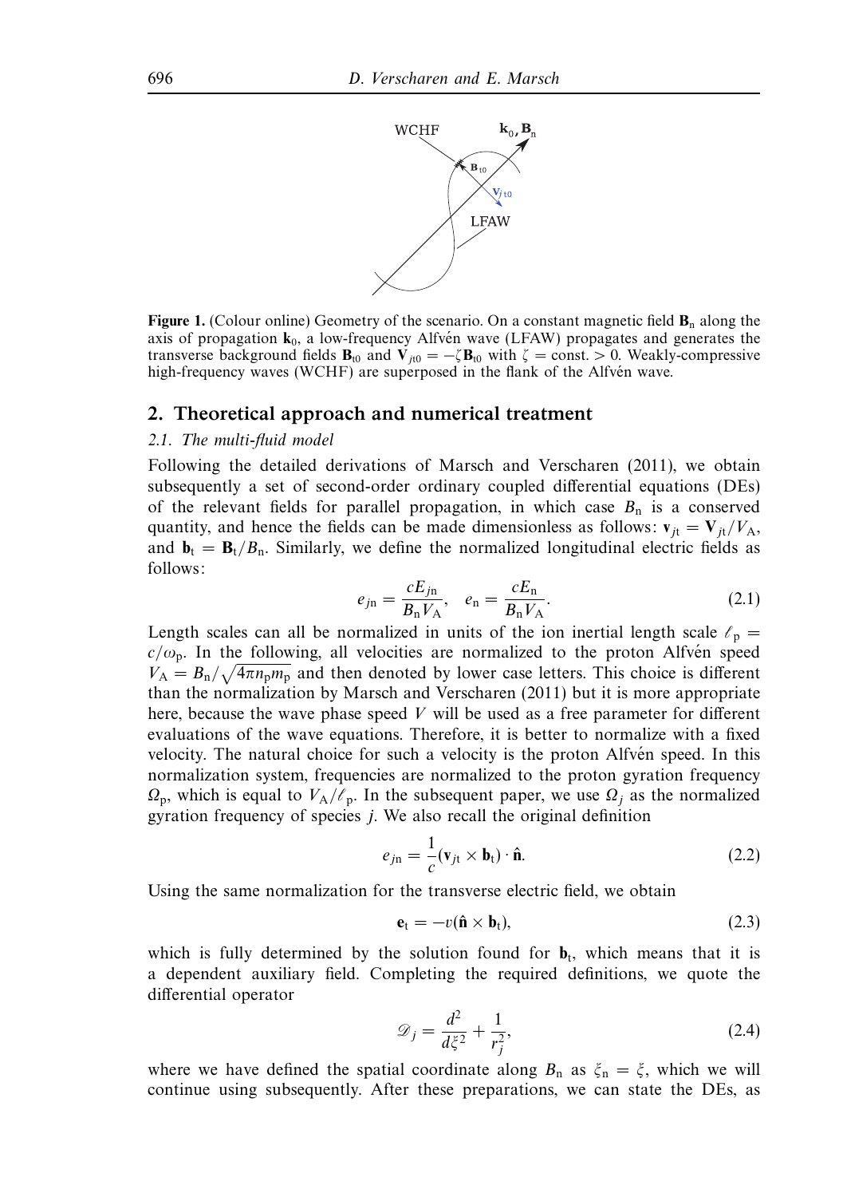**Figure 1.** (Colour online) Geometry of the scenario. On a constant magnetic field $\mathbf{B}_n$ along the axis of propagation $\mathbf{k}_0$, a low-frequency Alfvén wave (LFAW) propagates and generates the transverse background fields $\mathbf{B}_{t0}$ and $\mathbf{V}_{jt0} = -\zeta \mathbf{B}_{t0}$ with $\zeta = \text{const.} > 0$. Weakly-compressive high-frequency waves (WCHF) are superposed in the flank of the Alfvén wave.

## 2. Theoretical approach and numerical treatment

### 2.1. *The multi-fluid model*

Following the detailed derivations of Marsch and Verscharen (2011), we obtain subsequently a set of second-order ordinary coupled differential equations (DEs) of the relevant fields for parallel propagation, in which case $B_n$ is a conserved quantity, and hence the fields can be made dimensionless as follows: $\mathbf{v}_{jt} = \mathbf{V}_{jt}/V_A$, and $\mathbf{b}_t = \mathbf{B}_t/B_n$. Similarly, we define the normalized longitudinal electric fields as follows:

$$e_{jn} = \frac{cE_{jn}}{B_n V_A}, \quad e_n = \frac{cE_n}{B_n V_A}. \tag{2.1}$$

Length scales can all be normalized in units of the ion inertial length scale $\ell_p = c/\omega_p$. In the following, all velocities are normalized to the proton Alfvén speed $V_A = B_n/\sqrt{4\pi n_p m_p}$ and then denoted by lower case letters. This choice is different than the normalization by Marsch and Verscharen (2011) but it is more appropriate here, because the wave phase speed $V$ will be used as a free parameter for different evaluations of the wave equations. Therefore, it is better to normalize with a fixed velocity. The natural choice for such a velocity is the proton Alfvén speed. In this normalization system, frequencies are normalized to the proton gyration frequency $\Omega_p$, which is equal to $V_A/\ell_p$. In the subsequent paper, we use $\Omega_j$ as the normalized gyration frequency of species $j$. We also recall the original definition

$$e_{jn} = \frac{1}{c}(\mathbf{v}_{jt} \times \mathbf{b}_t) \cdot \hat{\mathbf{n}}. \tag{2.2}$$

Using the same normalization for the transverse electric field, we obtain

$$\mathbf{e}_t = -v(\hat{\mathbf{n}} \times \mathbf{b}_t), \tag{2.3}$$

which is fully determined by the solution found for $\mathbf{b}_t$, which means that it is a dependent auxiliary field. Completing the required definitions, we quote the differential operator

$$\mathscr{D}_j = \frac{d^2}{d\xi^2} + \frac{1}{r_j^2}, \tag{2.4}$$

where we have defined the spatial coordinate along $B_n$ as $\xi_n = \xi$, which we will continue using subsequently. After these preparations, we can state the DEs, as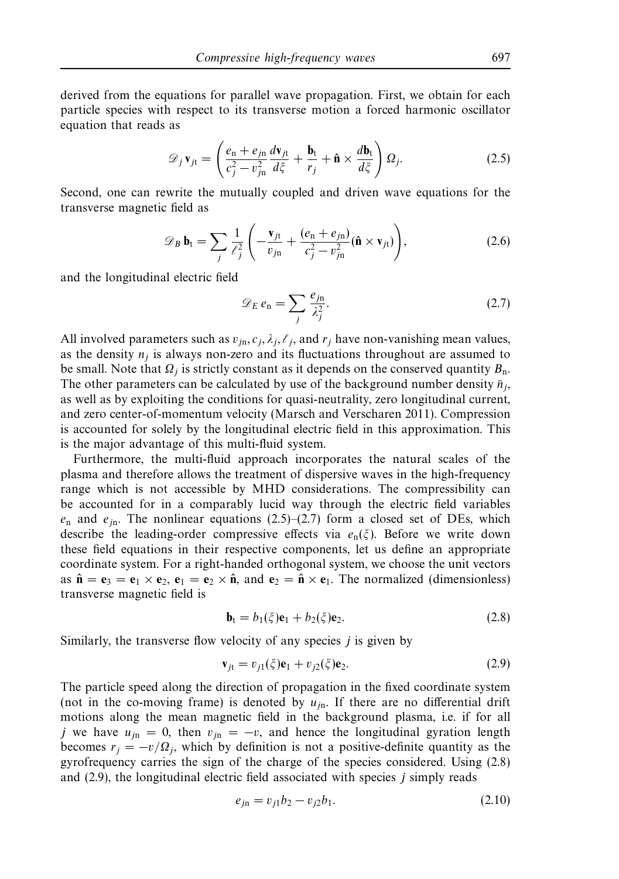derived from the equations for parallel wave propagation. First, we obtain for each particle species with respect to its transverse motion a forced harmonic oscillator equation that reads as

$$\mathscr{D}_j\,\mathbf{v}_{j\mathrm{t}} = \left( \frac{e_\mathrm{n} + e_{j\mathrm{n}}}{c_j^2 - v_{j\mathrm{n}}^2} \frac{d\mathbf{v}_{j\mathrm{t}}}{d\xi} + \frac{\mathbf{b}_\mathrm{t}}{r_j} + \hat{\mathbf{n}} \times \frac{d\mathbf{b}_\mathrm{t}}{d\xi} \right) \Omega_j. \tag{2.5}$$

Second, one can rewrite the mutually coupled and driven wave equations for the transverse magnetic field as

$$\mathscr{D}_B\,\mathbf{b}_\mathrm{t} = \sum_j \frac{1}{\ell_j^2} \left( -\frac{\mathbf{v}_{j\mathrm{t}}}{v_{j\mathrm{n}}} + \frac{(e_\mathrm{n} + e_{j\mathrm{n}})}{c_j^2 - v_{j\mathrm{n}}^2} (\hat{\mathbf{n}} \times \mathbf{v}_{j\mathrm{t}}) \right), \tag{2.6}$$

and the longitudinal electric field

$$\mathscr{D}_E\,e_\mathrm{n} = \sum_j \frac{e_{j\mathrm{n}}}{\lambda_j^2}. \tag{2.7}$$

All involved parameters such as $v_{j\mathrm{n}}, c_j, \lambda_j, \ell_j$, and $r_j$ have non-vanishing mean values, as the density $n_j$ is always non-zero and its fluctuations throughout are assumed to be small. Note that $\Omega_j$ is strictly constant as it depends on the conserved quantity $B_\mathrm{n}$. The other parameters can be calculated by use of the background number density $\bar{n}_j$, as well as by exploiting the conditions for quasi-neutrality, zero longitudinal current, and zero center-of-momentum velocity (Marsch and Verscharen 2011). Compression is accounted for solely by the longitudinal electric field in this approximation. This is the major advantage of this multi-fluid system.

Furthermore, the multi-fluid approach incorporates the natural scales of the plasma and therefore allows the treatment of dispersive waves in the high-frequency range which is not accessible by MHD considerations. The compressibility can be accounted for in a comparably lucid way through the electric field variables $e_\mathrm{n}$ and $e_{j\mathrm{n}}$. The nonlinear equations (2.5)–(2.7) form a closed set of DEs, which describe the leading-order compressive effects via $e_\mathrm{n}(\xi)$. Before we write down these field equations in their respective components, let us define an appropriate coordinate system. For a right-handed orthogonal system, we choose the unit vectors as $\hat{\mathbf{n}} = \mathbf{e}_3 = \mathbf{e}_1 \times \mathbf{e}_2$, $\mathbf{e}_1 = \mathbf{e}_2 \times \hat{\mathbf{n}}$, and $\mathbf{e}_2 = \hat{\mathbf{n}} \times \mathbf{e}_1$. The normalized (dimensionless) transverse magnetic field is

$$\mathbf{b}_\mathrm{t} = b_1(\xi)\mathbf{e}_1 + b_2(\xi)\mathbf{e}_2. \tag{2.8}$$

Similarly, the transverse flow velocity of any species $j$ is given by

$$\mathbf{v}_{j\mathrm{t}} = v_{j1}(\xi)\mathbf{e}_1 + v_{j2}(\xi)\mathbf{e}_2. \tag{2.9}$$

The particle speed along the direction of propagation in the fixed coordinate system (not in the co-moving frame) is denoted by $u_{j\mathrm{n}}$. If there are no differential drift motions along the mean magnetic field in the background plasma, i.e. if for all $j$ we have $u_{j\mathrm{n}} = 0$, then $v_{j\mathrm{n}} = -v$, and hence the longitudinal gyration length becomes $r_j = -v/\Omega_j$, which by definition is not a positive-definite quantity as the gyrofrequency carries the sign of the charge of the species considered. Using (2.8) and (2.9), the longitudinal electric field associated with species $j$ simply reads

$$e_{j\mathrm{n}} = v_{j1}b_2 - v_{j2}b_1. \tag{2.10}$$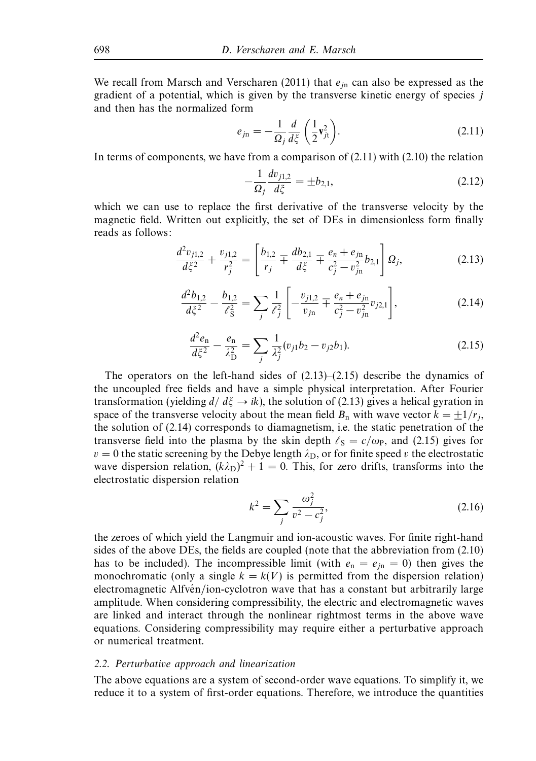We recall from Marsch and Verscharen (2011) that $e_{j\mathrm{n}}$ can also be expressed as the gradient of a potential, which is given by the transverse kinetic energy of species $j$ and then has the normalized form

$$e_{j\mathrm{n}} = -\frac{1}{\Omega_j}\frac{d}{d\xi}\left(\frac{1}{2}\mathbf{v}_{j\mathrm{t}}^2\right). \tag{2.11}$$

In terms of components, we have from a comparison of (2.11) with (2.10) the relation

$$-\frac{1}{\Omega_j}\frac{dv_{j1,2}}{d\xi} = \pm b_{2,1}, \tag{2.12}$$

which we can use to replace the first derivative of the transverse velocity by the magnetic field. Written out explicitly, the set of DEs in dimensionless form finally reads as follows:

$$\frac{d^2 v_{j1,2}}{d\xi^2} + \frac{v_{j1,2}}{r_j^2} = \left[\frac{b_{1,2}}{r_j} \mp \frac{db_{2,1}}{d\xi} \mp \frac{e_n + e_{j\mathrm{n}}}{c_j^2 - v_{j\mathrm{n}}^2} b_{2,1}\right]\Omega_j, \tag{2.13}$$

$$\frac{d^2 b_{1,2}}{d\xi^2} - \frac{b_{1,2}}{\ell_\mathrm{S}^2} = \sum_j \frac{1}{\ell_j^2}\left[-\frac{v_{j1,2}}{v_{j\mathrm{n}}} \mp \frac{e_n + e_{j\mathrm{n}}}{c_j^2 - v_{j\mathrm{n}}^2} v_{j2,1}\right], \tag{2.14}$$

$$\frac{d^2 e_\mathrm{n}}{d\xi^2} - \frac{e_\mathrm{n}}{\lambda_\mathrm{D}^2} = \sum_j \frac{1}{\lambda_j^2}(v_{j1}b_2 - v_{j2}b_1). \tag{2.15}$$

The operators on the left-hand sides of (2.13)–(2.15) describe the dynamics of the uncoupled free fields and have a simple physical interpretation. After Fourier transformation (yielding $d/\,d\xi \to ik$), the solution of (2.13) gives a helical gyration in space of the transverse velocity about the mean field $B_\mathrm{n}$ with wave vector $k = \pm 1/r_j$, the solution of (2.14) corresponds to diamagnetism, i.e. the static penetration of the transverse field into the plasma by the skin depth $\ell_\mathrm{S} = c/\omega_\mathrm{P}$, and (2.15) gives for $v = 0$ the static screening by the Debye length $\lambda_\mathrm{D}$, or for finite speed $v$ the electrostatic wave dispersion relation, $(k\lambda_\mathrm{D})^2 + 1 = 0$. This, for zero drifts, transforms into the electrostatic dispersion relation

$$k^2 = \sum_j \frac{\omega_j^2}{v^2 - c_j^2}, \tag{2.16}$$

the zeroes of which yield the Langmuir and ion-acoustic waves. For finite right-hand sides of the above DEs, the fields are coupled (note that the abbreviation from (2.10) has to be included). The incompressible limit (with $e_\mathrm{n} = e_{j\mathrm{n}} = 0$) then gives the monochromatic (only a single $k = k(V)$ is permitted from the dispersion relation) electromagnetic Alfvén/ion-cyclotron wave that has a constant but arbitrarily large amplitude. When considering compressibility, the electric and electromagnetic waves are linked and interact through the nonlinear rightmost terms in the above wave equations. Considering compressibility may require either a perturbative approach or numerical treatment.

### 2.2. *Perturbative approach and linearization*

The above equations are a system of second-order wave equations. To simplify it, we reduce it to a system of first-order equations. Therefore, we introduce the quantities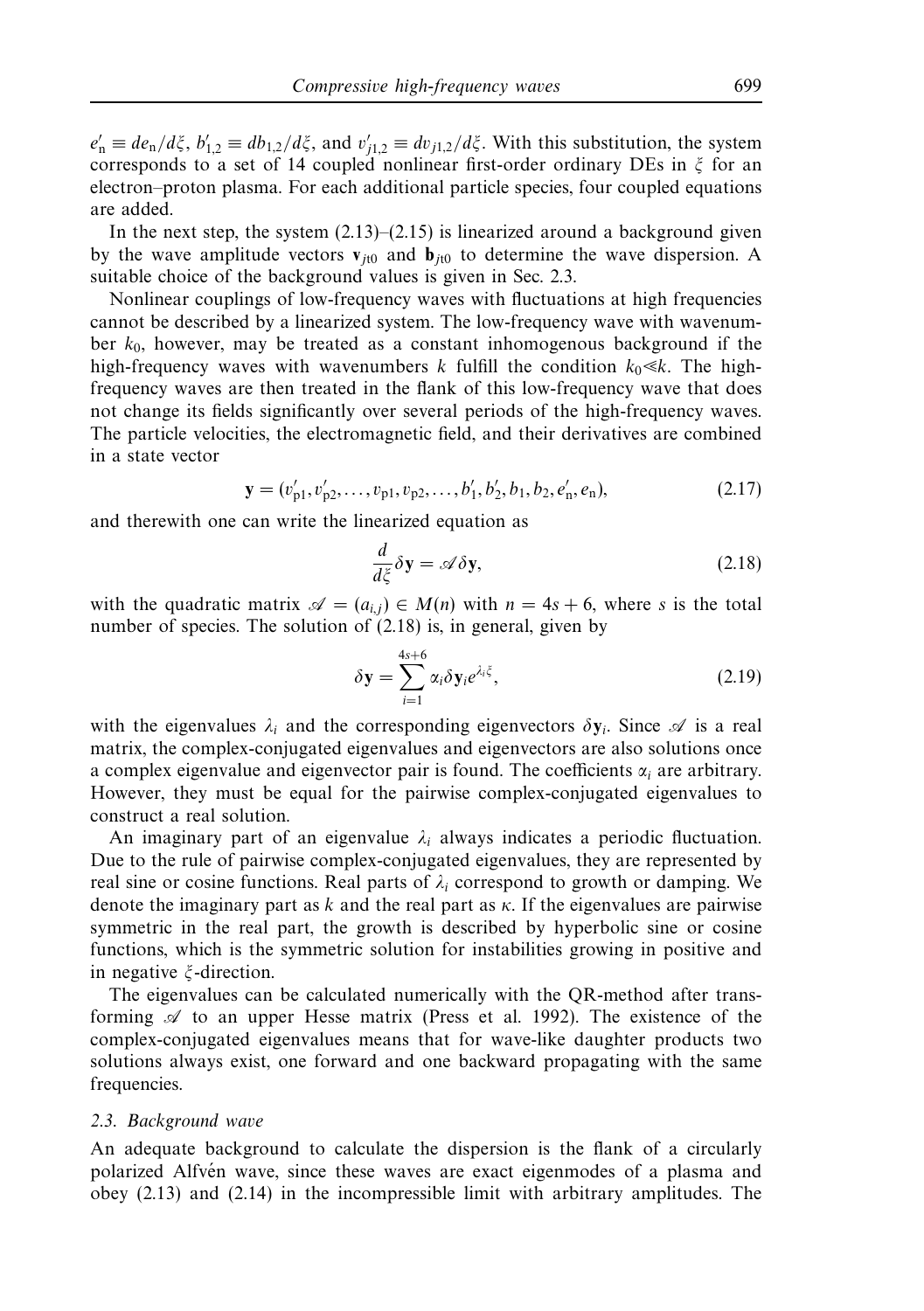$e_{\mathrm{n}}' \equiv de_{\mathrm{n}}/d\xi$, $b_{1,2}' \equiv db_{1,2}/d\xi$, and $v_{j1,2}' \equiv dv_{j1,2}/d\xi$. With this substitution, the system corresponds to a set of 14 coupled nonlinear first-order ordinary DEs in $\xi$ for an electron–proton plasma. For each additional particle species, four coupled equations are added.

In the next step, the system (2.13)–(2.15) is linearized around a background given by the wave amplitude vectors $\mathbf{v}_{jt0}$ and $\mathbf{b}_{jt0}$ to determine the wave dispersion. A suitable choice of the background values is given in Sec. 2.3.

Nonlinear couplings of low-frequency waves with fluctuations at high frequencies cannot be described by a linearized system. The low-frequency wave with wavenumber $k_0$, however, may be treated as a constant inhomogenous background if the high-frequency waves with wavenumbers $k$ fulfill the condition $k_0 \ll k$. The high-frequency waves are then treated in the flank of this low-frequency wave that does not change its fields significantly over several periods of the high-frequency waves. The particle velocities, the electromagnetic field, and their derivatives are combined in a state vector

$$\mathbf{y} = (v_{\mathrm{p}1}', v_{\mathrm{p}2}', \ldots, v_{\mathrm{p}1}, v_{\mathrm{p}2}, \ldots, b_1', b_2', b_1, b_2, e_{\mathrm{n}}', e_{\mathrm{n}}), \tag{2.17}$$

and therewith one can write the linearized equation as

$$\frac{d}{d\xi}\delta\mathbf{y} = \mathscr{A}\delta\mathbf{y}, \tag{2.18}$$

with the quadratic matrix $\mathscr{A} = (a_{i,j}) \in M(n)$ with $n = 4s + 6$, where $s$ is the total number of species. The solution of (2.18) is, in general, given by

$$\delta\mathbf{y} = \sum_{i=1}^{4s+6} \alpha_i \delta\mathbf{y}_i e^{\lambda_i \xi}, \tag{2.19}$$

with the eigenvalues $\lambda_i$ and the corresponding eigenvectors $\delta\mathbf{y}_i$. Since $\mathscr{A}$ is a real matrix, the complex-conjugated eigenvalues and eigenvectors are also solutions once a complex eigenvalue and eigenvector pair is found. The coefficients $\alpha_i$ are arbitrary. However, they must be equal for the pairwise complex-conjugated eigenvalues to construct a real solution.

An imaginary part of an eigenvalue $\lambda_i$ always indicates a periodic fluctuation. Due to the rule of pairwise complex-conjugated eigenvalues, they are represented by real sine or cosine functions. Real parts of $\lambda_i$ correspond to growth or damping. We denote the imaginary part as $k$ and the real part as $\kappa$. If the eigenvalues are pairwise symmetric in the real part, the growth is described by hyperbolic sine or cosine functions, which is the symmetric solution for instabilities growing in positive and in negative $\xi$-direction.

The eigenvalues can be calculated numerically with the QR-method after transforming $\mathscr{A}$ to an upper Hesse matrix (Press et al. 1992). The existence of the complex-conjugated eigenvalues means that for wave-like daughter products two solutions always exist, one forward and one backward propagating with the same frequencies.

### 2.3. Background wave

An adequate background to calculate the dispersion is the flank of a circularly polarized Alfvén wave, since these waves are exact eigenmodes of a plasma and obey (2.13) and (2.14) in the incompressible limit with arbitrary amplitudes. The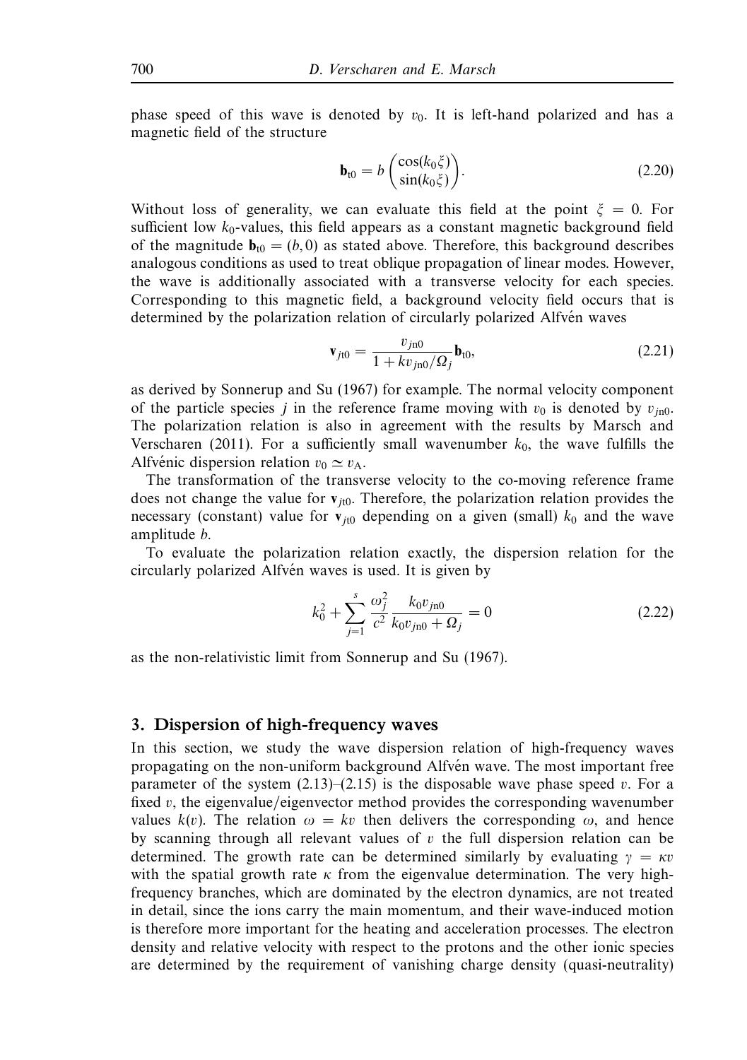phase speed of this wave is denoted by $v_0$. It is left-hand polarized and has a magnetic field of the structure

$$\mathbf{b}_{t0} = b \begin{pmatrix} \cos(k_0\xi) \\ \sin(k_0\xi) \end{pmatrix}. \tag{2.20}$$

Without loss of generality, we can evaluate this field at the point $\xi = 0$. For sufficient low $k_0$-values, this field appears as a constant magnetic background field of the magnitude $\mathbf{b}_{t0} = (b, 0)$ as stated above. Therefore, this background describes analogous conditions as used to treat oblique propagation of linear modes. However, the wave is additionally associated with a transverse velocity for each species. Corresponding to this magnetic field, a background velocity field occurs that is determined by the polarization relation of circularly polarized Alfvén waves

$$\mathbf{v}_{jt0} = \frac{v_{jn0}}{1 + kv_{jn0}/\Omega_j}\mathbf{b}_{t0}, \tag{2.21}$$

as derived by Sonnerup and Su (1967) for example. The normal velocity component of the particle species $j$ in the reference frame moving with $v_0$ is denoted by $v_{jn0}$. The polarization relation is also in agreement with the results by Marsch and Verscharen (2011). For a sufficiently small wavenumber $k_0$, the wave fulfills the Alfvénic dispersion relation $v_0 \simeq v_A$.

The transformation of the transverse velocity to the co-moving reference frame does not change the value for $\mathbf{v}_{jt0}$. Therefore, the polarization relation provides the necessary (constant) value for $\mathbf{v}_{jt0}$ depending on a given (small) $k_0$ and the wave amplitude $b$.

To evaluate the polarization relation exactly, the dispersion relation for the circularly polarized Alfvén waves is used. It is given by

$$k_0^2 + \sum_{j=1}^{s} \frac{\omega_j^2}{c^2} \frac{k_0 v_{jn0}}{k_0 v_{jn0} + \Omega_j} = 0 \tag{2.22}$$

as the non-relativistic limit from Sonnerup and Su (1967).

## 3. Dispersion of high-frequency waves

In this section, we study the wave dispersion relation of high-frequency waves propagating on the non-uniform background Alfvén wave. The most important free parameter of the system (2.13)–(2.15) is the disposable wave phase speed $v$. For a fixed $v$, the eigenvalue/eigenvector method provides the corresponding wavenumber values $k(v)$. The relation $\omega = kv$ then delivers the corresponding $\omega$, and hence by scanning through all relevant values of $v$ the full dispersion relation can be determined. The growth rate can be determined similarly by evaluating $\gamma = \kappa v$ with the spatial growth rate $\kappa$ from the eigenvalue determination. The very high-frequency branches, which are dominated by the electron dynamics, are not treated in detail, since the ions carry the main momentum, and their wave-induced motion is therefore more important for the heating and acceleration processes. The electron density and relative velocity with respect to the protons and the other ionic species are determined by the requirement of vanishing charge density (quasi-neutrality)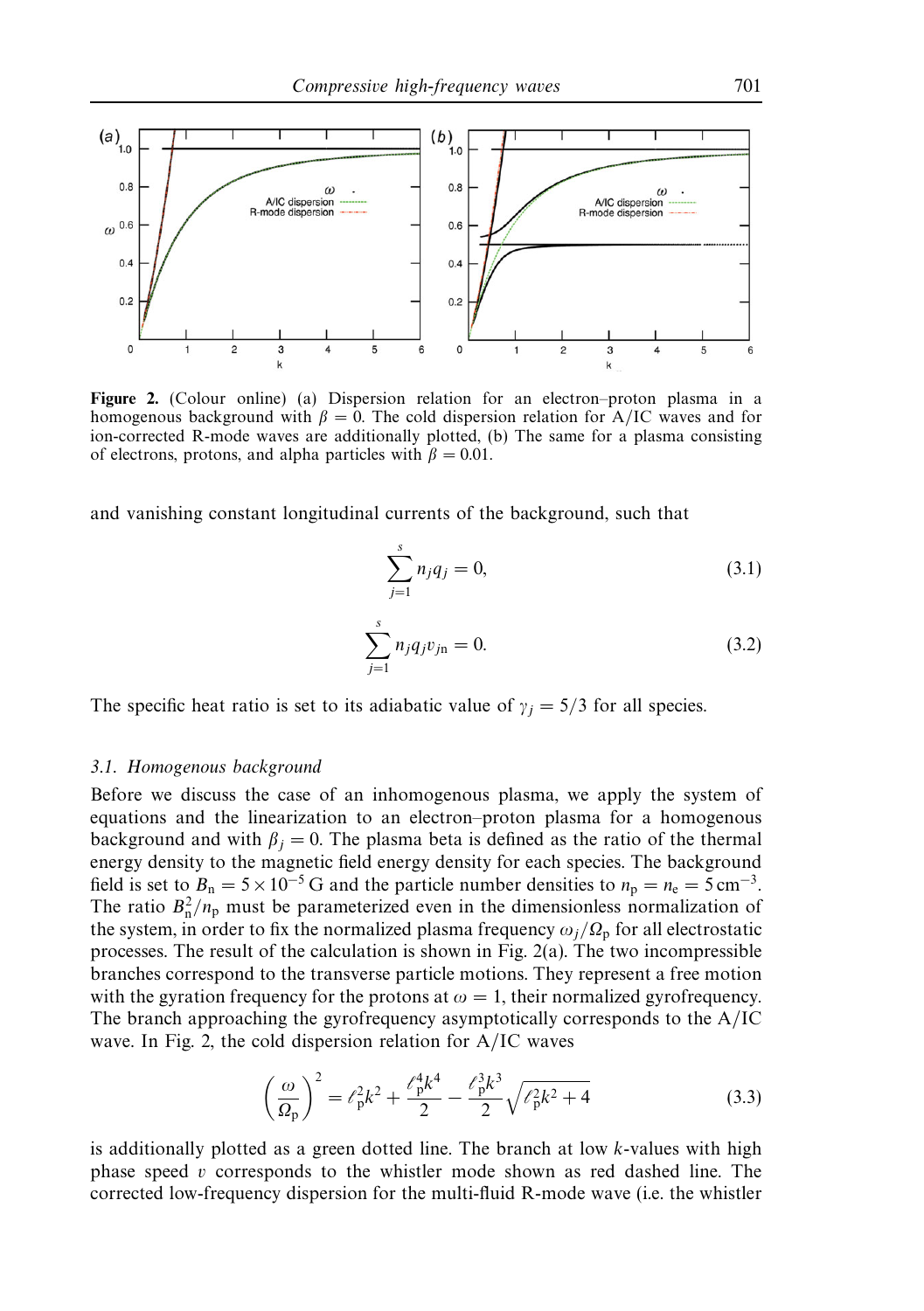**Figure 2.** (Colour online) (a) Dispersion relation for an electron–proton plasma in a homogenous background with $\beta = 0$. The cold dispersion relation for A/IC waves and for ion-corrected R-mode waves are additionally plotted, (b) The same for a plasma consisting of electrons, protons, and alpha particles with $\beta = 0.01$.

and vanishing constant longitudinal currents of the background, such that

$$\sum_{j=1}^{s} n_j q_j = 0, \tag{3.1}$$

$$\sum_{j=1}^{s} n_j q_j v_{j\mathrm{n}} = 0. \tag{3.2}$$

The specific heat ratio is set to its adiabatic value of $\gamma_j = 5/3$ for all species.

### 3.1. Homogenous background

Before we discuss the case of an inhomogenous plasma, we apply the system of equations and the linearization to an electron–proton plasma for a homogenous background and with $\beta_j = 0$. The plasma beta is defined as the ratio of the thermal energy density to the magnetic field energy density for each species. The background field is set to $B_\mathrm{n} = 5 \times 10^{-5}$ G and the particle number densities to $n_\mathrm{p} = n_\mathrm{e} = 5\,\mathrm{cm}^{-3}$. The ratio $B_\mathrm{n}^2/n_\mathrm{p}$ must be parameterized even in the dimensionless normalization of the system, in order to fix the normalized plasma frequency $\omega_j/\Omega_\mathrm{p}$ for all electrostatic processes. The result of the calculation is shown in Fig. 2(a). The two incompressible branches correspond to the transverse particle motions. They represent a free motion with the gyration frequency for the protons at $\omega = 1$, their normalized gyrofrequency. The branch approaching the gyrofrequency asymptotically corresponds to the A/IC wave. In Fig. 2, the cold dispersion relation for A/IC waves

$$\left(\frac{\omega}{\Omega_\mathrm{p}}\right)^2 = \ell_\mathrm{p}^2 k^2 + \frac{\ell_\mathrm{p}^4 k^4}{2} - \frac{\ell_\mathrm{p}^3 k^3}{2}\sqrt{\ell_\mathrm{p}^2 k^2 + 4} \tag{3.3}$$

is additionally plotted as a green dotted line. The branch at low $k$-values with high phase speed $v$ corresponds to the whistler mode shown as red dashed line. The corrected low-frequency dispersion for the multi-fluid R-mode wave (i.e. the whistler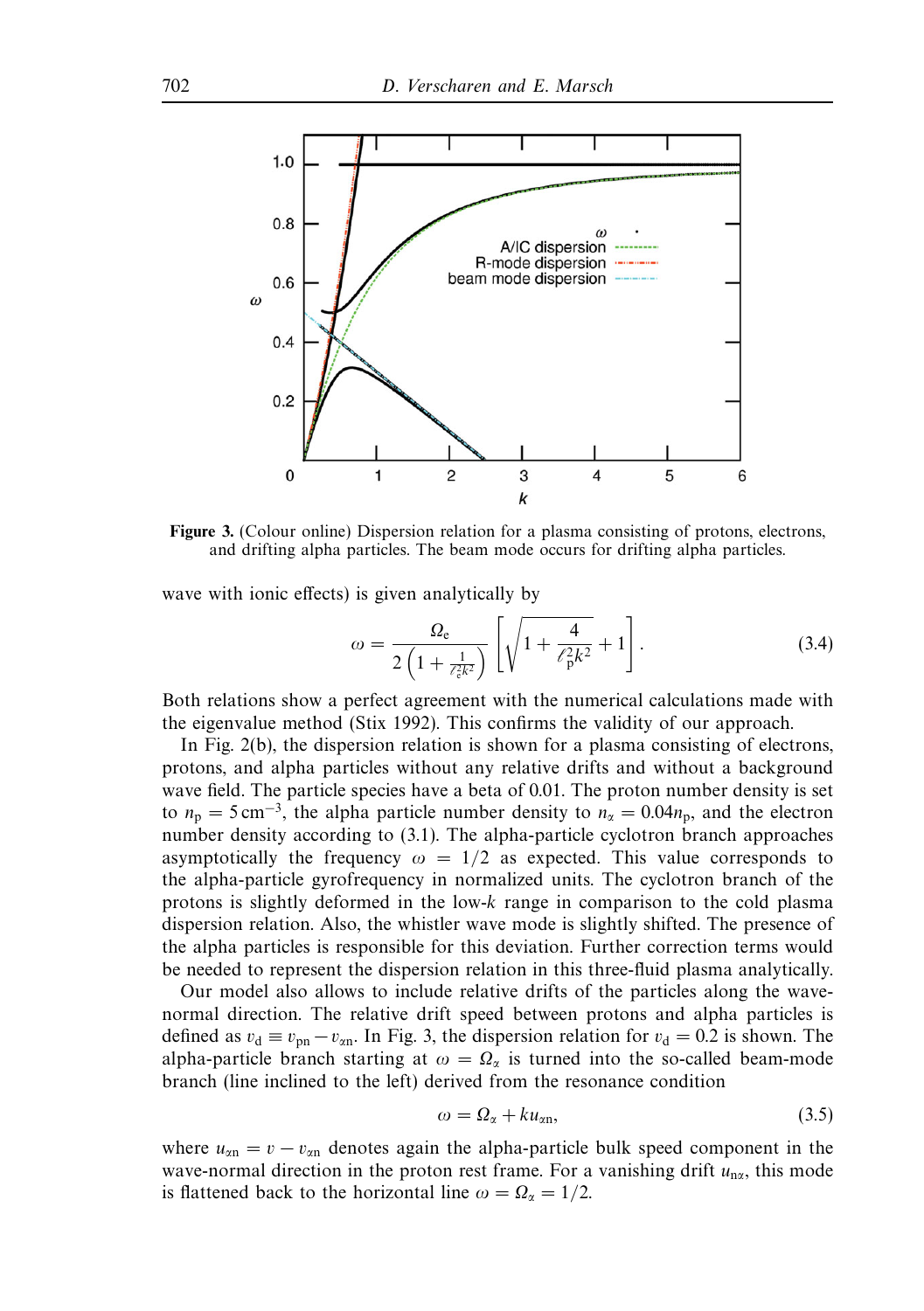Figure 3. (Colour online) Dispersion relation for a plasma consisting of protons, electrons, and drifting alpha particles. The beam mode occurs for drifting alpha particles.

wave with ionic effects) is given analytically by

$$\omega = \frac{\Omega_{\mathrm{e}}}{2\left(1+\frac{1}{\ell_{\mathrm{e}}^2 k^2}\right)}\left[\sqrt{1+\frac{4}{\ell_{\mathrm{p}}^2 k^2}}+1\right]. \tag{3.4}$$

Both relations show a perfect agreement with the numerical calculations made with the eigenvalue method (Stix 1992). This confirms the validity of our approach.

In Fig. 2(b), the dispersion relation is shown for a plasma consisting of electrons, protons, and alpha particles without any relative drifts and without a background wave field. The particle species have a beta of 0.01. The proton number density is set to $n_{\mathrm{p}} = 5\,\mathrm{cm}^{-3}$, the alpha particle number density to $n_\alpha = 0.04 n_{\mathrm{p}}$, and the electron number density according to (3.1). The alpha-particle cyclotron branch approaches asymptotically the frequency $\omega = 1/2$ as expected. This value corresponds to the alpha-particle gyrofrequency in normalized units. The cyclotron branch of the protons is slightly deformed in the low-$k$ range in comparison to the cold plasma dispersion relation. Also, the whistler wave mode is slightly shifted. The presence of the alpha particles is responsible for this deviation. Further correction terms would be needed to represent the dispersion relation in this three-fluid plasma analytically.

Our model also allows to include relative drifts of the particles along the wave-normal direction. The relative drift speed between protons and alpha particles is defined as $v_{\mathrm{d}} \equiv v_{\mathrm{pn}} - v_{\alpha\mathrm{n}}$. In Fig. 3, the dispersion relation for $v_{\mathrm{d}} = 0.2$ is shown. The alpha-particle branch starting at $\omega = \Omega_\alpha$ is turned into the so-called beam-mode branch (line inclined to the left) derived from the resonance condition

$$\omega = \Omega_\alpha + k u_{\alpha\mathrm{n}}, \tag{3.5}$$

where $u_{\alpha\mathrm{n}} = v - v_{\alpha\mathrm{n}}$ denotes again the alpha-particle bulk speed component in the wave-normal direction in the proton rest frame. For a vanishing drift $u_{\mathrm{n}\alpha}$, this mode is flattened back to the horizontal line $\omega = \Omega_\alpha = 1/2$.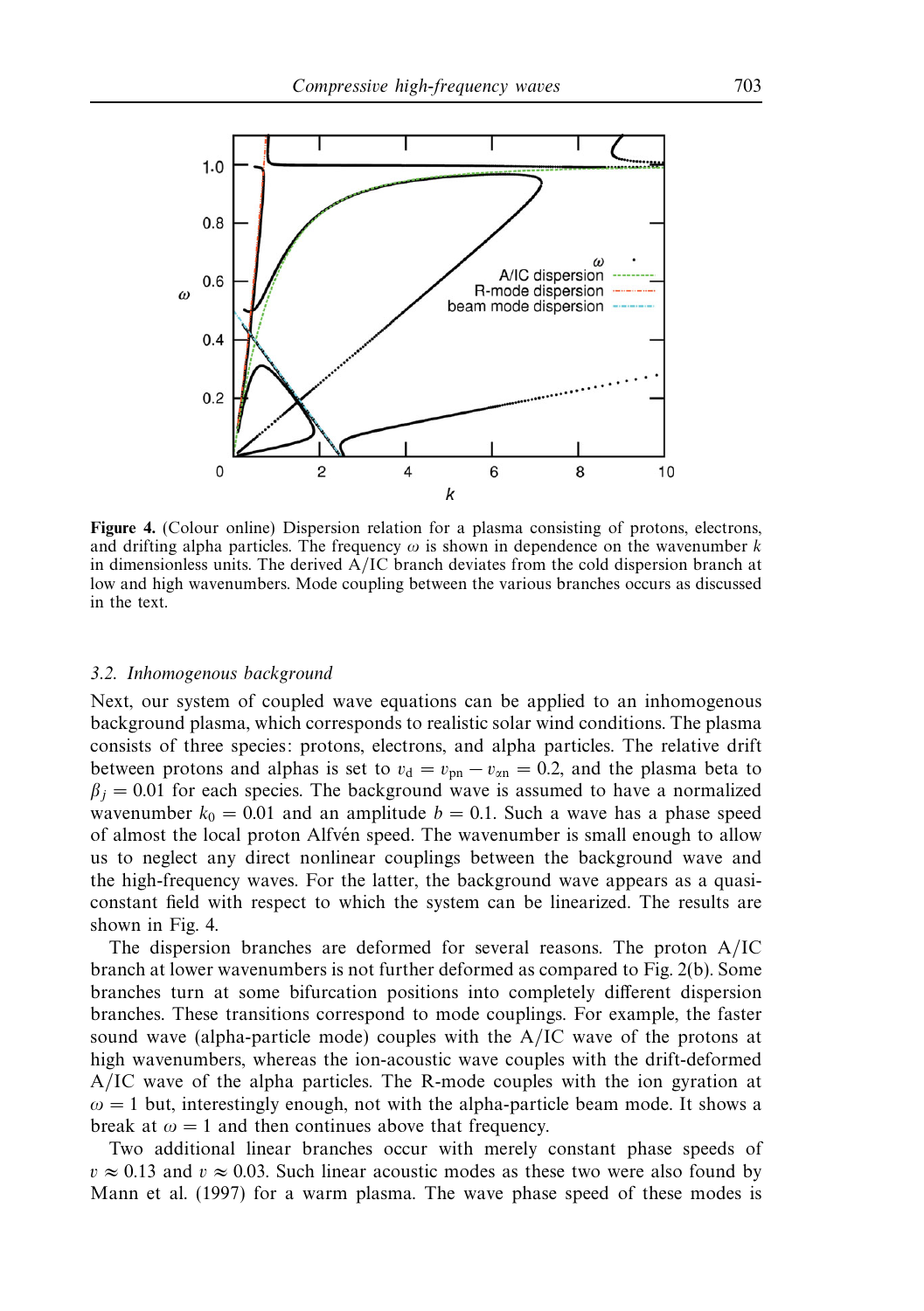**Figure 4.** (Colour online) Dispersion relation for a plasma consisting of protons, electrons, and drifting alpha particles. The frequency $\omega$ is shown in dependence on the wavenumber $k$ in dimensionless units. The derived A/IC branch deviates from the cold dispersion branch at low and high wavenumbers. Mode coupling between the various branches occurs as discussed in the text.

### 3.2. Inhomogenous background

Next, our system of coupled wave equations can be applied to an inhomogenous background plasma, which corresponds to realistic solar wind conditions. The plasma consists of three species: protons, electrons, and alpha particles. The relative drift between protons and alphas is set to $v_d = v_{pn} - v_{\alpha n} = 0.2$, and the plasma beta to $\beta_j = 0.01$ for each species. The background wave is assumed to have a normalized wavenumber $k_0 = 0.01$ and an amplitude $b = 0.1$. Such a wave has a phase speed of almost the local proton Alfvén speed. The wavenumber is small enough to allow us to neglect any direct nonlinear couplings between the background wave and the high-frequency waves. For the latter, the background wave appears as a quasi-constant field with respect to which the system can be linearized. The results are shown in Fig. 4.

The dispersion branches are deformed for several reasons. The proton A/IC branch at lower wavenumbers is not further deformed as compared to Fig. 2(b). Some branches turn at some bifurcation positions into completely different dispersion branches. These transitions correspond to mode couplings. For example, the faster sound wave (alpha-particle mode) couples with the A/IC wave of the protons at high wavenumbers, whereas the ion-acoustic wave couples with the drift-deformed A/IC wave of the alpha particles. The R-mode couples with the ion gyration at $\omega = 1$ but, interestingly enough, not with the alpha-particle beam mode. It shows a break at $\omega = 1$ and then continues above that frequency.

Two additional linear branches occur with merely constant phase speeds of $v \approx 0.13$ and $v \approx 0.03$. Such linear acoustic modes as these two were also found by Mann et al. (1997) for a warm plasma. The wave phase speed of these modes is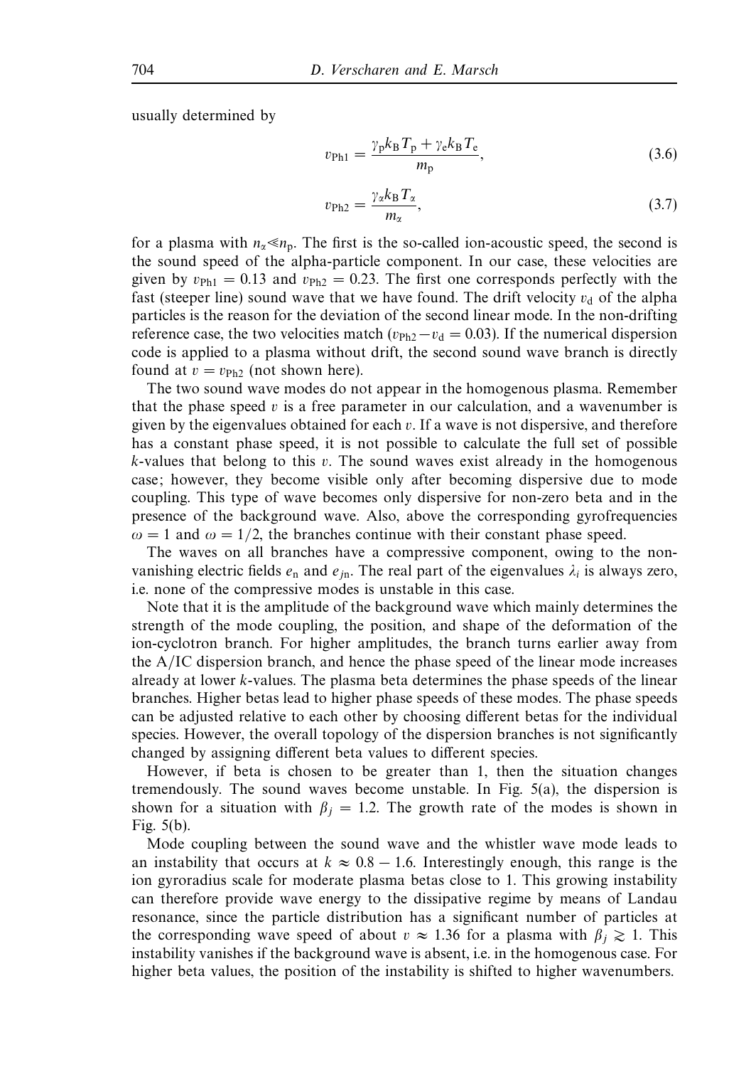usually determined by

$$v_{\mathrm{Ph1}} = \frac{\gamma_{\mathrm{p}} k_{\mathrm{B}} T_{\mathrm{p}} + \gamma_{\mathrm{e}} k_{\mathrm{B}} T_{\mathrm{e}}}{m_{\mathrm{p}}}, \tag{3.6}$$

$$v_{\mathrm{Ph2}} = \frac{\gamma_{\alpha} k_{\mathrm{B}} T_{\alpha}}{m_{\alpha}}, \tag{3.7}$$

for a plasma with $n_\alpha \ll n_{\mathrm{p}}$. The first is the so-called ion-acoustic speed, the second is the sound speed of the alpha-particle component. In our case, these velocities are given by $v_{\mathrm{Ph1}} = 0.13$ and $v_{\mathrm{Ph2}} = 0.23$. The first one corresponds perfectly with the fast (steeper line) sound wave that we have found. The drift velocity $v_{\mathrm{d}}$ of the alpha particles is the reason for the deviation of the second linear mode. In the non-drifting reference case, the two velocities match ($v_{\mathrm{Ph2}} - v_{\mathrm{d}} = 0.03$). If the numerical dispersion code is applied to a plasma without drift, the second sound wave branch is directly found at $v = v_{\mathrm{Ph2}}$ (not shown here).

The two sound wave modes do not appear in the homogenous plasma. Remember that the phase speed $v$ is a free parameter in our calculation, and a wavenumber is given by the eigenvalues obtained for each $v$. If a wave is not dispersive, and therefore has a constant phase speed, it is not possible to calculate the full set of possible $k$-values that belong to this $v$. The sound waves exist already in the homogenous case; however, they become visible only after becoming dispersive due to mode coupling. This type of wave becomes only dispersive for non-zero beta and in the presence of the background wave. Also, above the corresponding gyrofrequencies $\omega = 1$ and $\omega = 1/2$, the branches continue with their constant phase speed.

The waves on all branches have a compressive component, owing to the non-vanishing electric fields $e_{\mathrm{n}}$ and $e_{j\mathrm{n}}$. The real part of the eigenvalues $\lambda_i$ is always zero, i.e. none of the compressive modes is unstable in this case.

Note that it is the amplitude of the background wave which mainly determines the strength of the mode coupling, the position, and shape of the deformation of the ion-cyclotron branch. For higher amplitudes, the branch turns earlier away from the A/IC dispersion branch, and hence the phase speed of the linear mode increases already at lower $k$-values. The plasma beta determines the phase speeds of the linear branches. Higher betas lead to higher phase speeds of these modes. The phase speeds can be adjusted relative to each other by choosing different betas for the individual species. However, the overall topology of the dispersion branches is not significantly changed by assigning different beta values to different species.

However, if beta is chosen to be greater than 1, then the situation changes tremendously. The sound waves become unstable. In Fig. 5(a), the dispersion is shown for a situation with $\beta_j = 1.2$. The growth rate of the modes is shown in Fig. 5(b).

Mode coupling between the sound wave and the whistler wave mode leads to an instability that occurs at $k \approx 0.8 - 1.6$. Interestingly enough, this range is the ion gyroradius scale for moderate plasma betas close to 1. This growing instability can therefore provide wave energy to the dissipative regime by means of Landau resonance, since the particle distribution has a significant number of particles at the corresponding wave speed of about $v \approx 1.36$ for a plasma with $\beta_j \gtrsim 1$. This instability vanishes if the background wave is absent, i.e. in the homogenous case. For higher beta values, the position of the instability is shifted to higher wavenumbers.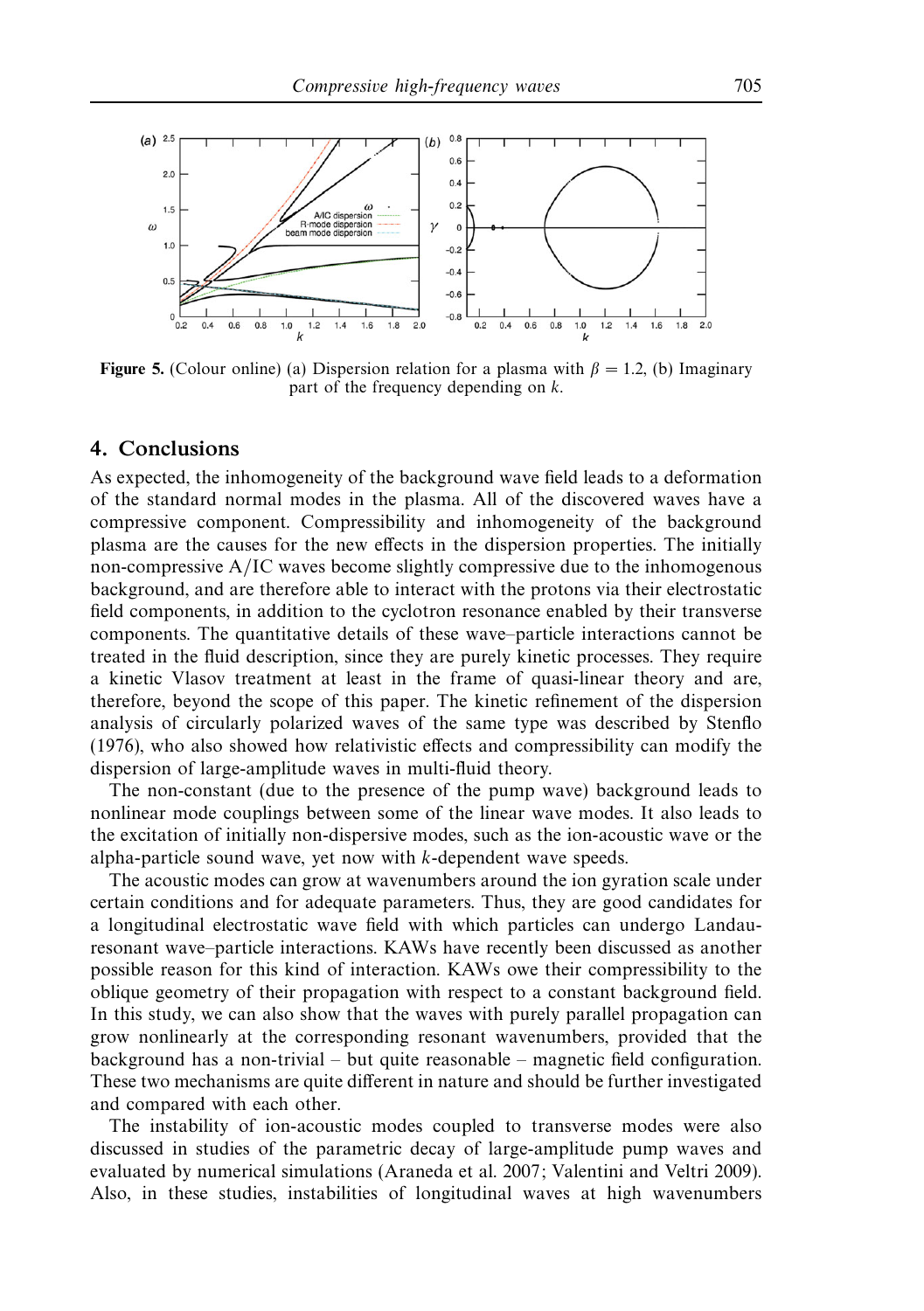(a)
2.5
2.0
1.5
1.0
0.5
0
$\omega$
0.2 0.4 0.6 0.8 1.0 1.2 1.4 1.6 1.8 2.0
$k$
$\omega$
A/IC dispersion
R-mode dispersion
beam mode dispersion

(b)
0.8
0.6
0.4
0.2
0
−0.2
−0.4
−0.6
−0.8
$\gamma$
0.2 0.4 0.6 0.8 1.0 1.2 1.4 1.6 1.8 2.0
$k$

**Figure 5.** (Colour online) (a) Dispersion relation for a plasma with $\beta = 1.2$, (b) Imaginary part of the frequency depending on $k$.

## 4. Conclusions

As expected, the inhomogeneity of the background wave field leads to a deformation of the standard normal modes in the plasma. All of the discovered waves have a compressive component. Compressibility and inhomogeneity of the background plasma are the causes for the new effects in the dispersion properties. The initially non-compressive A/IC waves become slightly compressive due to the inhomogenous background, and are therefore able to interact with the protons via their electrostatic field components, in addition to the cyclotron resonance enabled by their transverse components. The quantitative details of these wave–particle interactions cannot be treated in the fluid description, since they are purely kinetic processes. They require a kinetic Vlasov treatment at least in the frame of quasi-linear theory and are, therefore, beyond the scope of this paper. The kinetic refinement of the dispersion analysis of circularly polarized waves of the same type was described by Stenflo (1976), who also showed how relativistic effects and compressibility can modify the dispersion of large-amplitude waves in multi-fluid theory.

The non-constant (due to the presence of the pump wave) background leads to nonlinear mode couplings between some of the linear wave modes. It also leads to the excitation of initially non-dispersive modes, such as the ion-acoustic wave or the alpha-particle sound wave, yet now with $k$-dependent wave speeds.

The acoustic modes can grow at wavenumbers around the ion gyration scale under certain conditions and for adequate parameters. Thus, they are good candidates for a longitudinal electrostatic wave field with which particles can undergo Landau-resonant wave–particle interactions. KAWs have recently been discussed as another possible reason for this kind of interaction. KAWs owe their compressibility to the oblique geometry of their propagation with respect to a constant background field. In this study, we can also show that the waves with purely parallel propagation can grow nonlinearly at the corresponding resonant wavenumbers, provided that the background has a non-trivial – but quite reasonable – magnetic field configuration. These two mechanisms are quite different in nature and should be further investigated and compared with each other.

The instability of ion-acoustic modes coupled to transverse modes were also discussed in studies of the parametric decay of large-amplitude pump waves and evaluated by numerical simulations (Araneda et al. 2007; Valentini and Veltri 2009). Also, in these studies, instabilities of longitudinal waves at high wavenumbers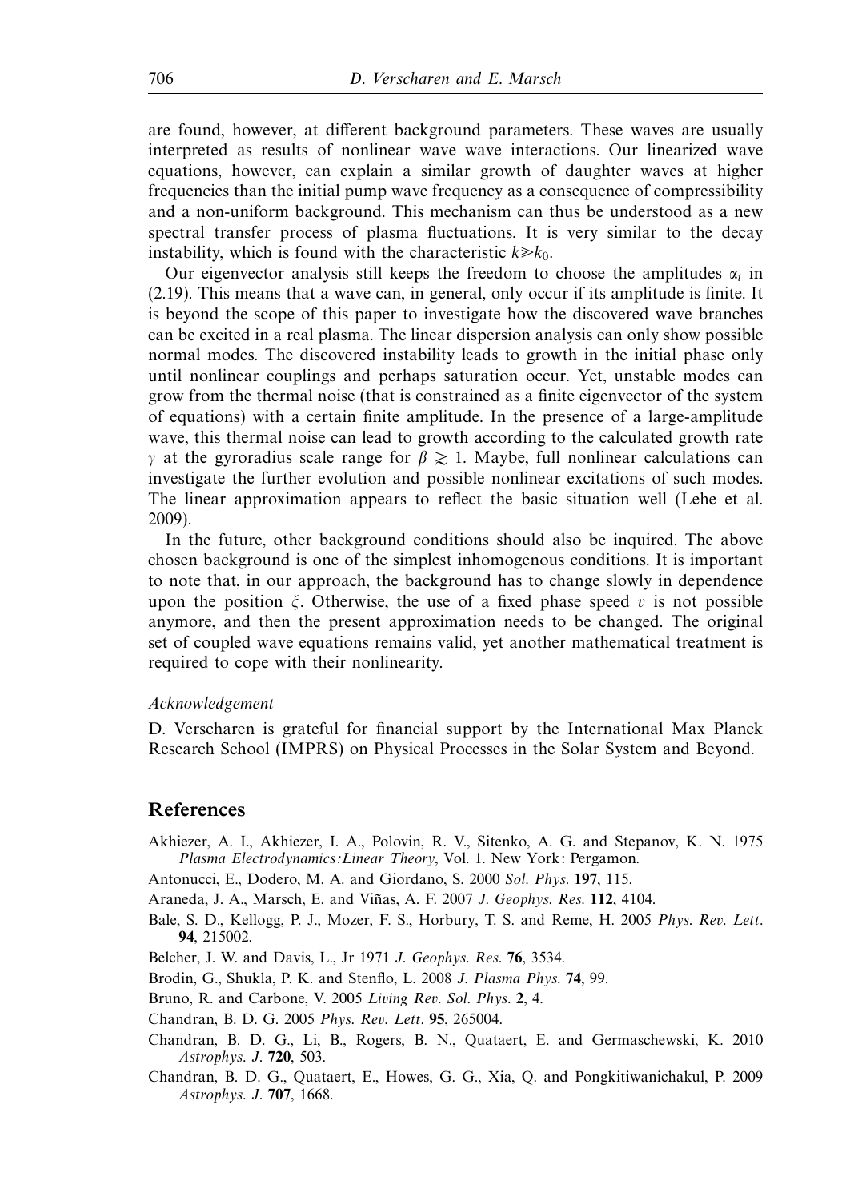are found, however, at different background parameters. These waves are usually interpreted as results of nonlinear wave–wave interactions. Our linearized wave equations, however, can explain a similar growth of daughter waves at higher frequencies than the initial pump wave frequency as a consequence of compressibility and a non-uniform background. This mechanism can thus be understood as a new spectral transfer process of plasma fluctuations. It is very similar to the decay instability, which is found with the characteristic $k \gg k_0$.

Our eigenvector analysis still keeps the freedom to choose the amplitudes $\alpha_i$ in (2.19). This means that a wave can, in general, only occur if its amplitude is finite. It is beyond the scope of this paper to investigate how the discovered wave branches can be excited in a real plasma. The linear dispersion analysis can only show possible normal modes. The discovered instability leads to growth in the initial phase only until nonlinear couplings and perhaps saturation occur. Yet, unstable modes can grow from the thermal noise (that is constrained as a finite eigenvector of the system of equations) with a certain finite amplitude. In the presence of a large-amplitude wave, this thermal noise can lead to growth according to the calculated growth rate $\gamma$ at the gyroradius scale range for $\beta \gtrsim 1$. Maybe, full nonlinear calculations can investigate the further evolution and possible nonlinear excitations of such modes. The linear approximation appears to reflect the basic situation well (Lehe et al. 2009).

In the future, other background conditions should also be inquired. The above chosen background is one of the simplest inhomogenous conditions. It is important to note that, in our approach, the background has to change slowly in dependence upon the position $\xi$. Otherwise, the use of a fixed phase speed $v$ is not possible anymore, and then the present approximation needs to be changed. The original set of coupled wave equations remains valid, yet another mathematical treatment is required to cope with their nonlinearity.

### *Acknowledgement*

D. Verscharen is grateful for financial support by the International Max Planck Research School (IMPRS) on Physical Processes in the Solar System and Beyond.

## References

Akhiezer, A. I., Akhiezer, I. A., Polovin, R. V., Sitenko, A. G. and Stepanov, K. N. 1975 *Plasma Electrodynamics: Linear Theory*, Vol. 1. New York: Pergamon.

Antonucci, E., Dodero, M. A. and Giordano, S. 2000 *Sol. Phys.* **197**, 115.

Araneda, J. A., Marsch, E. and Viñas, A. F. 2007 *J. Geophys. Res.* **112**, 4104.

Bale, S. D., Kellogg, P. J., Mozer, F. S., Horbury, T. S. and Reme, H. 2005 *Phys. Rev. Lett.* **94**, 215002.

Belcher, J. W. and Davis, L., Jr 1971 *J. Geophys. Res.* **76**, 3534.

Brodin, G., Shukla, P. K. and Stenflo, L. 2008 *J. Plasma Phys.* **74**, 99.

Bruno, R. and Carbone, V. 2005 *Living Rev. Sol. Phys.* **2**, 4.

Chandran, B. D. G. 2005 *Phys. Rev. Lett.* **95**, 265004.

Chandran, B. D. G., Li, B., Rogers, B. N., Quataert, E. and Germaschewski, K. 2010 *Astrophys. J.* **720**, 503.

Chandran, B. D. G., Quataert, E., Howes, G. G., Xia, Q. and Pongkitiwanichakul, P. 2009 *Astrophys. J.* **707**, 1668.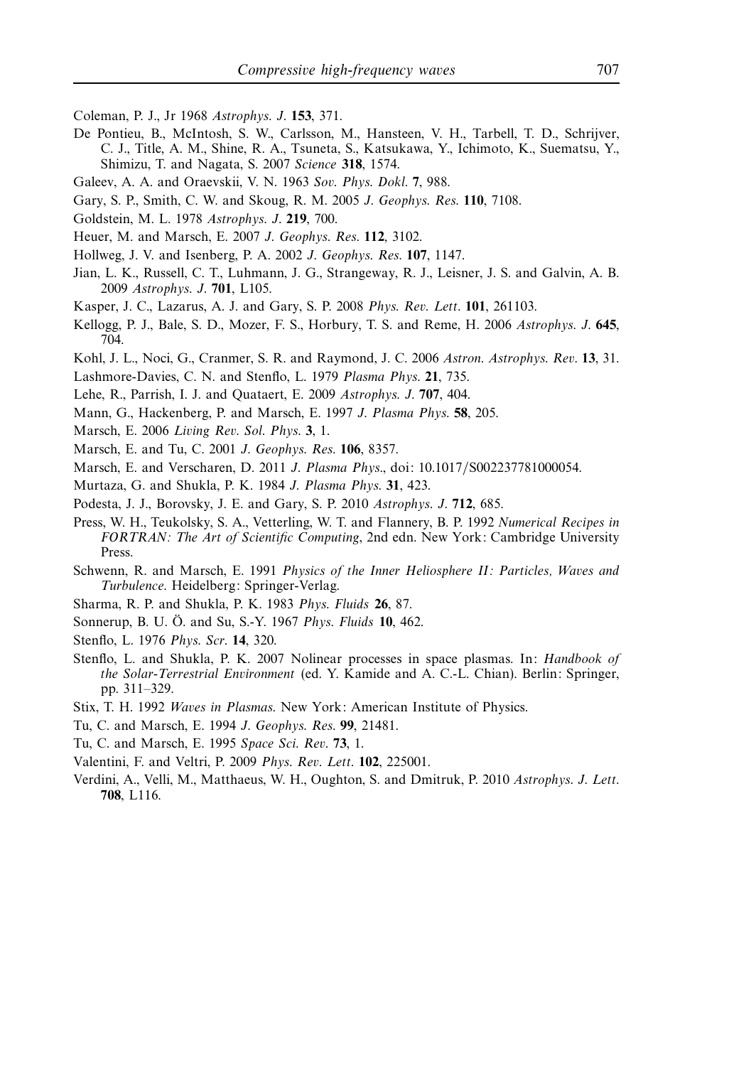Coleman, P. J., Jr 1968 *Astrophys. J.* **153**, 371.

De Pontieu, B., McIntosh, S. W., Carlsson, M., Hansteen, V. H., Tarbell, T. D., Schrijver, C. J., Title, A. M., Shine, R. A., Tsuneta, S., Katsukawa, Y., Ichimoto, K., Suematsu, Y., Shimizu, T. and Nagata, S. 2007 *Science* **318**, 1574.

Galeev, A. A. and Oraevskii, V. N. 1963 *Sov. Phys. Dokl.* **7**, 988.

Gary, S. P., Smith, C. W. and Skoug, R. M. 2005 *J. Geophys. Res.* **110**, 7108.

Goldstein, M. L. 1978 *Astrophys. J.* **219**, 700.

Heuer, M. and Marsch, E. 2007 *J. Geophys. Res.* **112**, 3102.

Hollweg, J. V. and Isenberg, P. A. 2002 *J. Geophys. Res.* **107**, 1147.

Jian, L. K., Russell, C. T., Luhmann, J. G., Strangeway, R. J., Leisner, J. S. and Galvin, A. B. 2009 *Astrophys. J.* **701**, L105.

Kasper, J. C., Lazarus, A. J. and Gary, S. P. 2008 *Phys. Rev. Lett.* **101**, 261103.

Kellogg, P. J., Bale, S. D., Mozer, F. S., Horbury, T. S. and Reme, H. 2006 *Astrophys. J.* **645**, 704.

Kohl, J. L., Noci, G., Cranmer, S. R. and Raymond, J. C. 2006 *Astron. Astrophys. Rev.* **13**, 31.

Lashmore-Davies, C. N. and Stenflo, L. 1979 *Plasma Phys.* **21**, 735.

Lehe, R., Parrish, I. J. and Quataert, E. 2009 *Astrophys. J.* **707**, 404.

Mann, G., Hackenberg, P. and Marsch, E. 1997 *J. Plasma Phys.* **58**, 205.

Marsch, E. 2006 *Living Rev. Sol. Phys.* **3**, 1.

Marsch, E. and Tu, C. 2001 *J. Geophys. Res.* **106**, 8357.

Marsch, E. and Verscharen, D. 2011 *J. Plasma Phys.*, doi: 10.1017/S002237781000054.

Murtaza, G. and Shukla, P. K. 1984 *J. Plasma Phys.* **31**, 423.

Podesta, J. J., Borovsky, J. E. and Gary, S. P. 2010 *Astrophys. J.* **712**, 685.

Press, W. H., Teukolsky, S. A., Vetterling, W. T. and Flannery, B. P. 1992 *Numerical Recipes in FORTRAN: The Art of Scientific Computing*, 2nd edn. New York: Cambridge University Press.

Schwenn, R. and Marsch, E. 1991 *Physics of the Inner Heliosphere II: Particles, Waves and Turbulence*. Heidelberg: Springer-Verlag.

Sharma, R. P. and Shukla, P. K. 1983 *Phys. Fluids* **26**, 87.

Sonnerup, B. U. Ö. and Su, S.-Y. 1967 *Phys. Fluids* **10**, 462.

Stenflo, L. 1976 *Phys. Scr.* **14**, 320.

Stenflo, L. and Shukla, P. K. 2007 Nolinear processes in space plasmas. In: *Handbook of the Solar-Terrestrial Environment* (ed. Y. Kamide and A. C.-L. Chian). Berlin: Springer, pp. 311–329.

Stix, T. H. 1992 *Waves in Plasmas.* New York: American Institute of Physics.

Tu, C. and Marsch, E. 1994 *J. Geophys. Res.* **99**, 21481.

Tu, C. and Marsch, E. 1995 *Space Sci. Rev.* **73**, 1.

Valentini, F. and Veltri, P. 2009 *Phys. Rev. Lett.* **102**, 225001.

Verdini, A., Velli, M., Matthaeus, W. H., Oughton, S. and Dmitruk, P. 2010 *Astrophys. J. Lett.* **708**, L116.